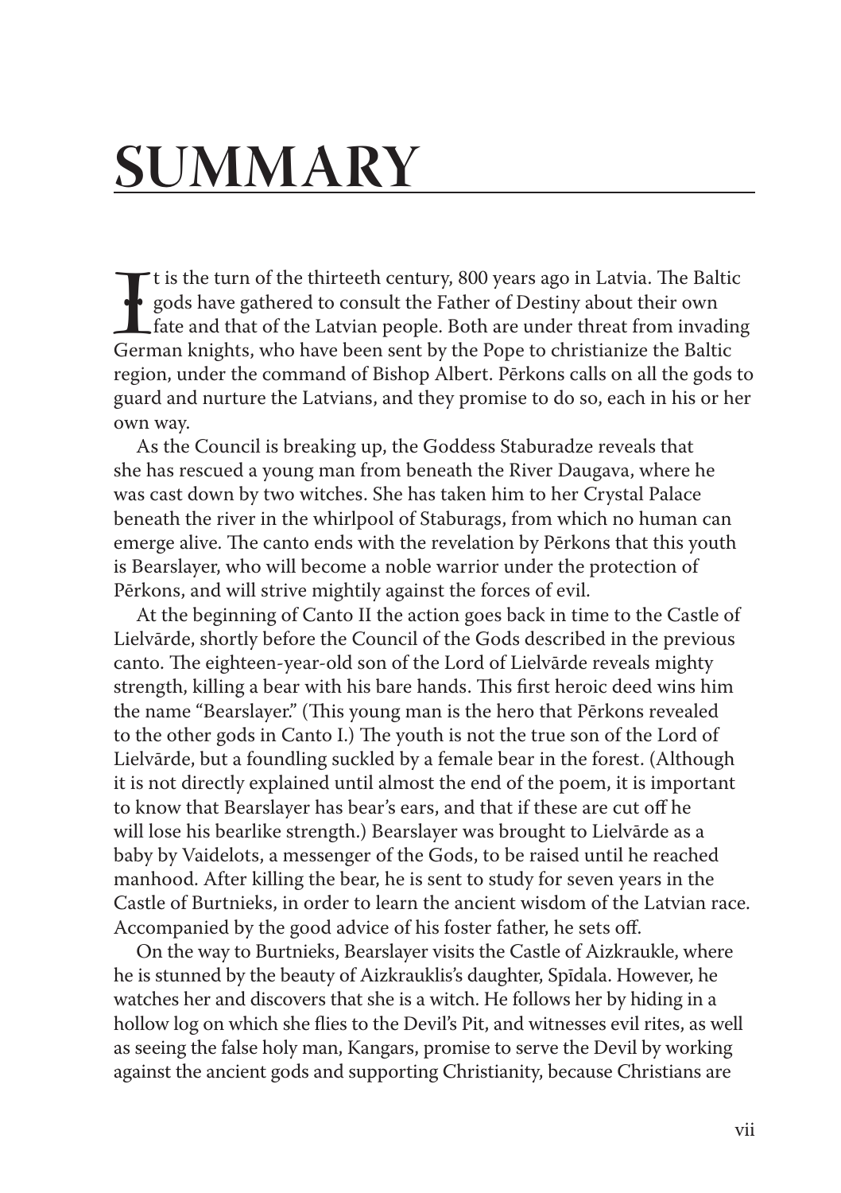# SUMMARY

It is the turn of the thirteeth century, 800 years ago in Latvia. The Baltic gods have gathered to consult the Father of Destiny about their own fate and that of the Latvian people. Both are under threat from invading German knights, who have been sent by the Pope to christianize the Baltic region, under the command of Bishop Albert. Pērkons calls on all the gods to guard and nurture the Latvians, and they promise to do so, each in his or her own way.

As the Council is breaking up, the Goddess Staburadze reveals that she has rescued a young man from beneath the River Daugava, where he was cast down by two witches. She has taken him to her Crystal Palace beneath the river in the whirlpool of Staburags, from which no human can emerge alive. The canto ends with the revelation by Pērkons that this youth is Bearslayer, who will become a noble warrior under the protection of Pērkons, and will strive mightily against the forces of evil.

At the beginning of Canto II the action goes back in time to the Castle of Lielvārde, shortly before the Council of the Gods described in the previous canto. The eighteen-year-old son of the Lord of Lielvārde reveals mighty strength, killing a bear with his bare hands. This first heroic deed wins him the name "Bearslayer." (This young man is the hero that Pērkons revealed to the other gods in Canto I.) The youth is not the true son of the Lord of Lielvārde, but a foundling suckled by a female bear in the forest. (Although it is not directly explained until almost the end of the poem, it is important to know that Bearslayer has bear's ears, and that if these are cut off he will lose his bearlike strength.) Bearslayer was brought to Lielvārde as a baby by Vaidelots, a messenger of the Gods, to be raised until he reached manhood. After killing the bear, he is sent to study for seven years in the Castle of Burtnieks, in order to learn the ancient wisdom of the Latvian race. Accompanied by the good advice of his foster father, he sets off.

On the way to Burtnieks, Bearslayer visits the Castle of Aizkraukle, where he is stunned by the beauty of Aizkrauklis's daughter, Spīdala. However, he watches her and discovers that she is a witch. He follows her by hiding in a hollow log on which she flies to the Devil's Pit, and witnesses evil rites, as well as seeing the false holy man, Kangars, promise to serve the Devil by working against the ancient gods and supporting Christianity, because Christians are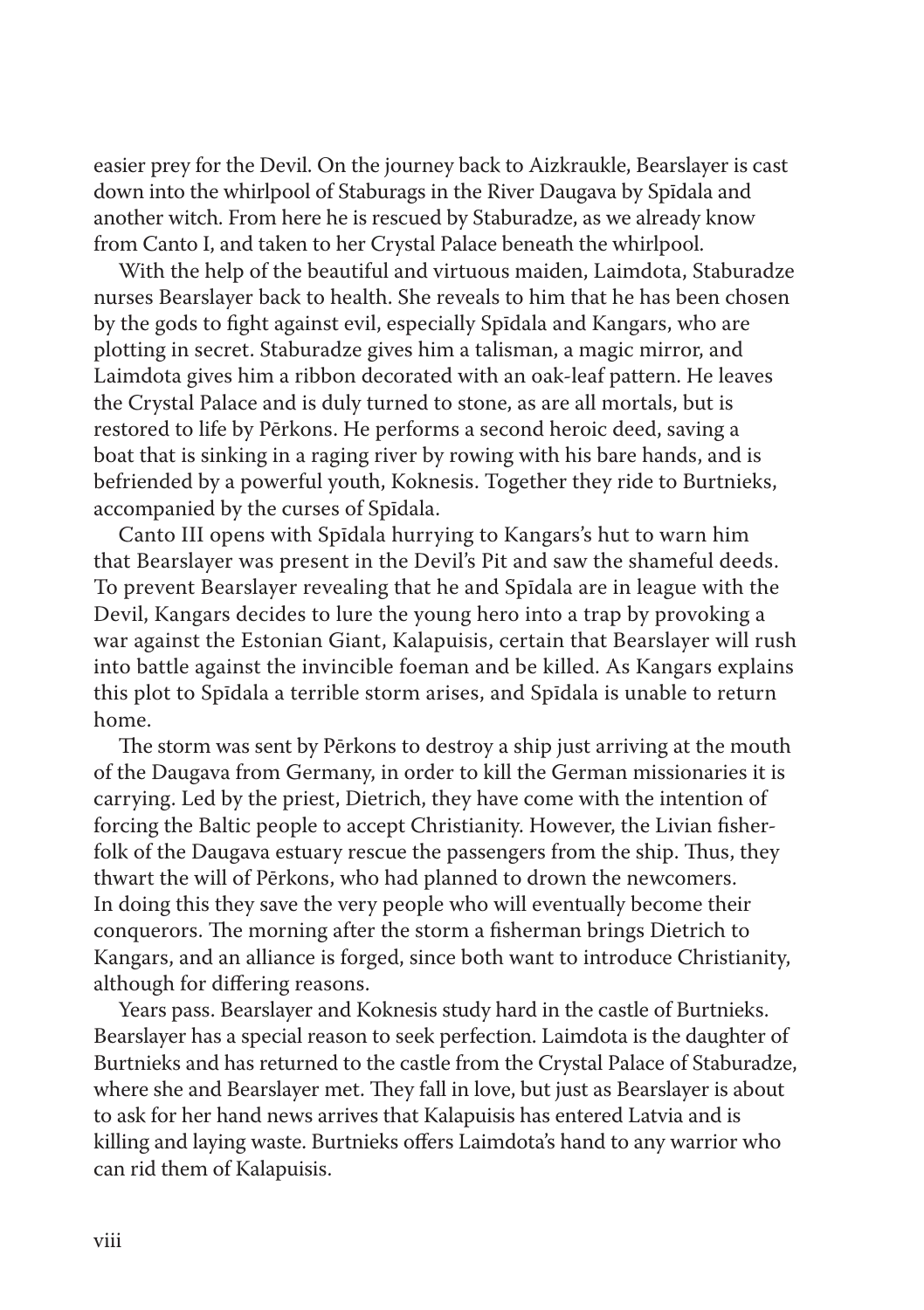easier prey for the Devil. On the journey back to Aizkraukle, Bearslayer is cast down into the whirlpool of Staburags in the River Daugava by Spīdala and another witch. From here he is rescued by Staburadze, as we already know from Canto I, and taken to her Crystal Palace beneath the whirlpool.

With the help of the beautiful and virtuous maiden, Laimdota, Staburadze nurses Bearslayer back to health. She reveals to him that he has been chosen by the gods to fight against evil, especially Spīdala and Kangars, who are plotting in secret. Staburadze gives him a talisman, a magic mirror, and Laimdota gives him a ribbon decorated with an oak-leaf pattern. He leaves the Crystal Palace and is duly turned to stone, as are all mortals, but is restored to life by Pērkons. He performs a second heroic deed, saving a boat that is sinking in a raging river by rowing with his bare hands, and is befriended by a powerful youth, Koknesis. Together they ride to Burtnieks, accompanied by the curses of Spīdala.

Canto III opens with Spīdala hurrying to Kangars's hut to warn him that Bearslayer was present in the Devil's Pit and saw the shameful deeds. To prevent Bearslayer revealing that he and Spīdala are in league with the Devil, Kangars decides to lure the young hero into a trap by provoking a war against the Estonian Giant, Kalapuisis, certain that Bearslayer will rush into battle against the invincible foeman and be killed. As Kangars explains this plot to Spīdala a terrible storm arises, and Spīdala is unable to return home.

The storm was sent by Pērkons to destroy a ship just arriving at the mouth of the Daugava from Germany, in order to kill the German missionaries it is carrying. Led by the priest, Dietrich, they have come with the intention of forcing the Baltic people to accept Christianity. However, the Livian fisher-folk of the Daugava estuary rescue the passengers from the ship. Thus, they thwart the will of Pērkons, who had planned to drown the newcomers. In doing this they save the very people who will eventually become their conquerors. The morning after the storm a fisherman brings Dietrich to Kangars, and an alliance is forged, since both want to introduce Christianity, although for differing reasons.

Years pass. Bearslayer and Koknesis study hard in the castle of Burtnieks. Bearslayer has a special reason to seek perfection. Laimdota is the daughter of Burtnieks and has returned to the castle from the Crystal Palace of Staburadze, where she and Bearslayer met. They fall in love, but just as Bearslayer is about to ask for her hand news arrives that Kalapuisis has entered Latvia and is killing and laying waste. Burtnieks offers Laimdota's hand to any warrior who can rid them of Kalapuisis.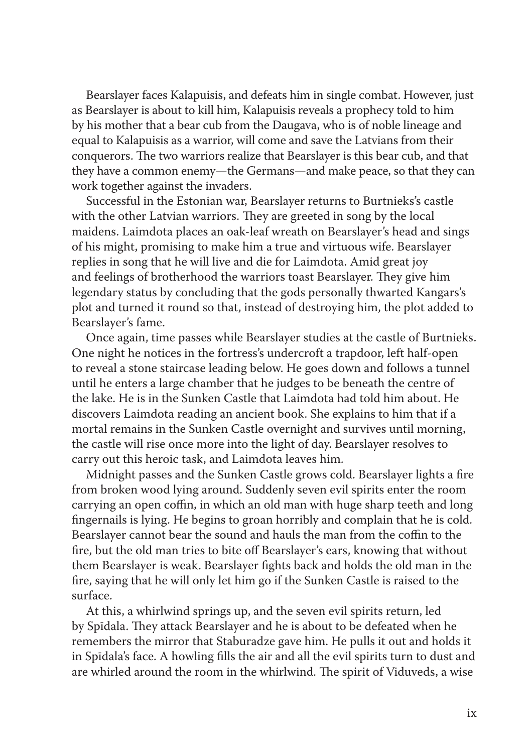Bearslayer faces Kalapuisis, and defeats him in single combat. However, just as Bearslayer is about to kill him, Kalapuisis reveals a prophecy told to him by his mother that a bear cub from the Daugava, who is of noble lineage and equal to Kalapuisis as a warrior, will come and save the Latvians from their conquerors. The two warriors realize that Bearslayer is this bear cub, and that they have a common enemy—the Germans—and make peace, so that they can work together against the invaders.

Successful in the Estonian war, Bearslayer returns to Burtnieks's castle with the other Latvian warriors. They are greeted in song by the local maidens. Laimdota places an oak-leaf wreath on Bearslayer's head and sings of his might, promising to make him a true and virtuous wife. Bearslayer replies in song that he will live and die for Laimdota. Amid great joy and feelings of brotherhood the warriors toast Bearslayer. They give him legendary status by concluding that the gods personally thwarted Kangars's plot and turned it round so that, instead of destroying him, the plot added to Bearslayer's fame.

Once again, time passes while Bearslayer studies at the castle of Burtnieks. One night he notices in the fortress's undercroft a trapdoor, left half-open to reveal a stone staircase leading below. He goes down and follows a tunnel until he enters a large chamber that he judges to be beneath the centre of the lake. He is in the Sunken Castle that Laimdota had told him about. He discovers Laimdota reading an ancient book. She explains to him that if a mortal remains in the Sunken Castle overnight and survives until morning, the castle will rise once more into the light of day. Bearslayer resolves to carry out this heroic task, and Laimdota leaves him.

Midnight passes and the Sunken Castle grows cold. Bearslayer lights a fire from broken wood lying around. Suddenly seven evil spirits enter the room carrying an open coffin, in which an old man with huge sharp teeth and long fingernails is lying. He begins to groan horribly and complain that he is cold. Bearslayer cannot bear the sound and hauls the man from the coffin to the fire, but the old man tries to bite off Bearslayer's ears, knowing that without them Bearslayer is weak. Bearslayer fights back and holds the old man in the fire, saying that he will only let him go if the Sunken Castle is raised to the surface.

At this, a whirlwind springs up, and the seven evil spirits return, led by Spīdala. They attack Bearslayer and he is about to be defeated when he remembers the mirror that Staburadze gave him. He pulls it out and holds it in Spīdala's face. A howling fills the air and all the evil spirits turn to dust and are whirled around the room in the whirlwind. The spirit of Viduveds, a wise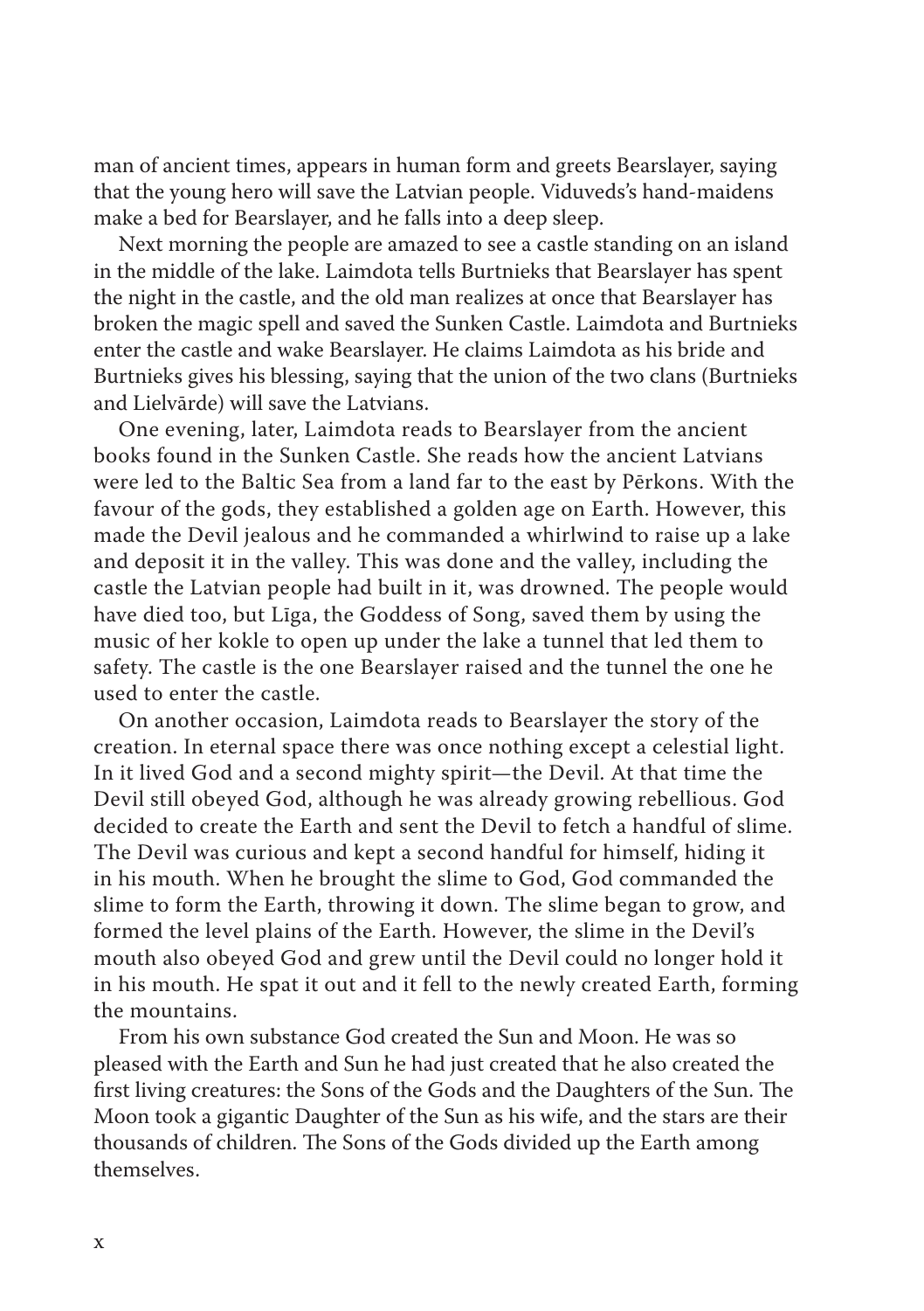man of ancient times, appears in human form and greets Bearslayer, saying that the young hero will save the Latvian people. Viduveds's hand-maidens make a bed for Bearslayer, and he falls into a deep sleep.

Next morning the people are amazed to see a castle standing on an island in the middle of the lake. Laimdota tells Burtnieks that Bearslayer has spent the night in the castle, and the old man realizes at once that Bearslayer has broken the magic spell and saved the Sunken Castle. Laimdota and Burtnieks enter the castle and wake Bearslayer. He claims Laimdota as his bride and Burtnieks gives his blessing, saying that the union of the two clans (Burtnieks and Lielvārde) will save the Latvians.

One evening, later, Laimdota reads to Bearslayer from the ancient books found in the Sunken Castle. She reads how the ancient Latvians were led to the Baltic Sea from a land far to the east by Pērkons. With the favour of the gods, they established a golden age on Earth. However, this made the Devil jealous and he commanded a whirlwind to raise up a lake and deposit it in the valley. This was done and the valley, including the castle the Latvian people had built in it, was drowned. The people would have died too, but Līga, the Goddess of Song, saved them by using the music of her kokle to open up under the lake a tunnel that led them to safety. The castle is the one Bearslayer raised and the tunnel the one he used to enter the castle.

On another occasion, Laimdota reads to Bearslayer the story of the creation. In eternal space there was once nothing except a celestial light. In it lived God and a second mighty spirit—the Devil. At that time the Devil still obeyed God, although he was already growing rebellious. God decided to create the Earth and sent the Devil to fetch a handful of slime. The Devil was curious and kept a second handful for himself, hiding it in his mouth. When he brought the slime to God, God commanded the slime to form the Earth, throwing it down. The slime began to grow, and formed the level plains of the Earth. However, the slime in the Devil's mouth also obeyed God and grew until the Devil could no longer hold it in his mouth. He spat it out and it fell to the newly created Earth, forming the mountains.

From his own substance God created the Sun and Moon. He was so pleased with the Earth and Sun he had just created that he also created the first living creatures: the Sons of the Gods and the Daughters of the Sun. The Moon took a gigantic Daughter of the Sun as his wife, and the stars are their thousands of children. The Sons of the Gods divided up the Earth among themselves.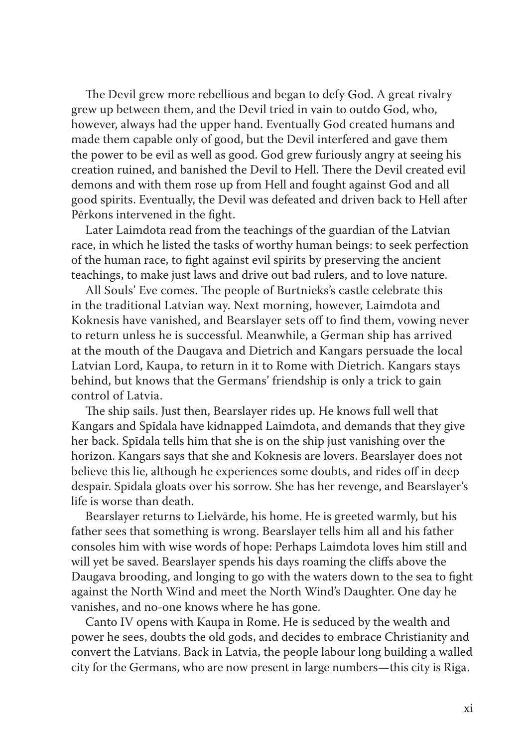The Devil grew more rebellious and began to defy God. A great rivalry grew up between them, and the Devil tried in vain to outdo God, who, however, always had the upper hand. Eventually God created humans and made them capable only of good, but the Devil interfered and gave them the power to be evil as well as good. God grew furiously angry at seeing his creation ruined, and banished the Devil to Hell. There the Devil created evil demons and with them rose up from Hell and fought against God and all good spirits. Eventually, the Devil was defeated and driven back to Hell after Pērkons intervened in the fight.

Later Laimdota read from the teachings of the guardian of the Latvian race, in which he listed the tasks of worthy human beings: to seek perfection of the human race, to fight against evil spirits by preserving the ancient teachings, to make just laws and drive out bad rulers, and to love nature.

All Souls' Eve comes. The people of Burtnieks's castle celebrate this in the traditional Latvian way. Next morning, however, Laimdota and Koknesis have vanished, and Bearslayer sets off to find them, vowing never to return unless he is successful. Meanwhile, a German ship has arrived at the mouth of the Daugava and Dietrich and Kangars persuade the local Latvian Lord, Kaupa, to return in it to Rome with Dietrich. Kangars stays behind, but knows that the Germans' friendship is only a trick to gain control of Latvia.

The ship sails. Just then, Bearslayer rides up. He knows full well that Kangars and Spīdala have kidnapped Laimdota, and demands that they give her back. Spīdala tells him that she is on the ship just vanishing over the horizon. Kangars says that she and Koknesis are lovers. Bearslayer does not believe this lie, although he experiences some doubts, and rides off in deep despair. Spīdala gloats over his sorrow. She has her revenge, and Bearslayer's life is worse than death.

Bearslayer returns to Lielvārde, his home. He is greeted warmly, but his father sees that something is wrong. Bearslayer tells him all and his father consoles him with wise words of hope: Perhaps Laimdota loves him still and will yet be saved. Bearslayer spends his days roaming the cliffs above the Daugava brooding, and longing to go with the waters down to the sea to fight against the North Wind and meet the North Wind's Daughter. One day he vanishes, and no-one knows where he has gone.

Canto IV opens with Kaupa in Rome. He is seduced by the wealth and power he sees, doubts the old gods, and decides to embrace Christianity and convert the Latvians. Back in Latvia, the people labour long building a walled city for the Germans, who are now present in large numbers—this city is Riga.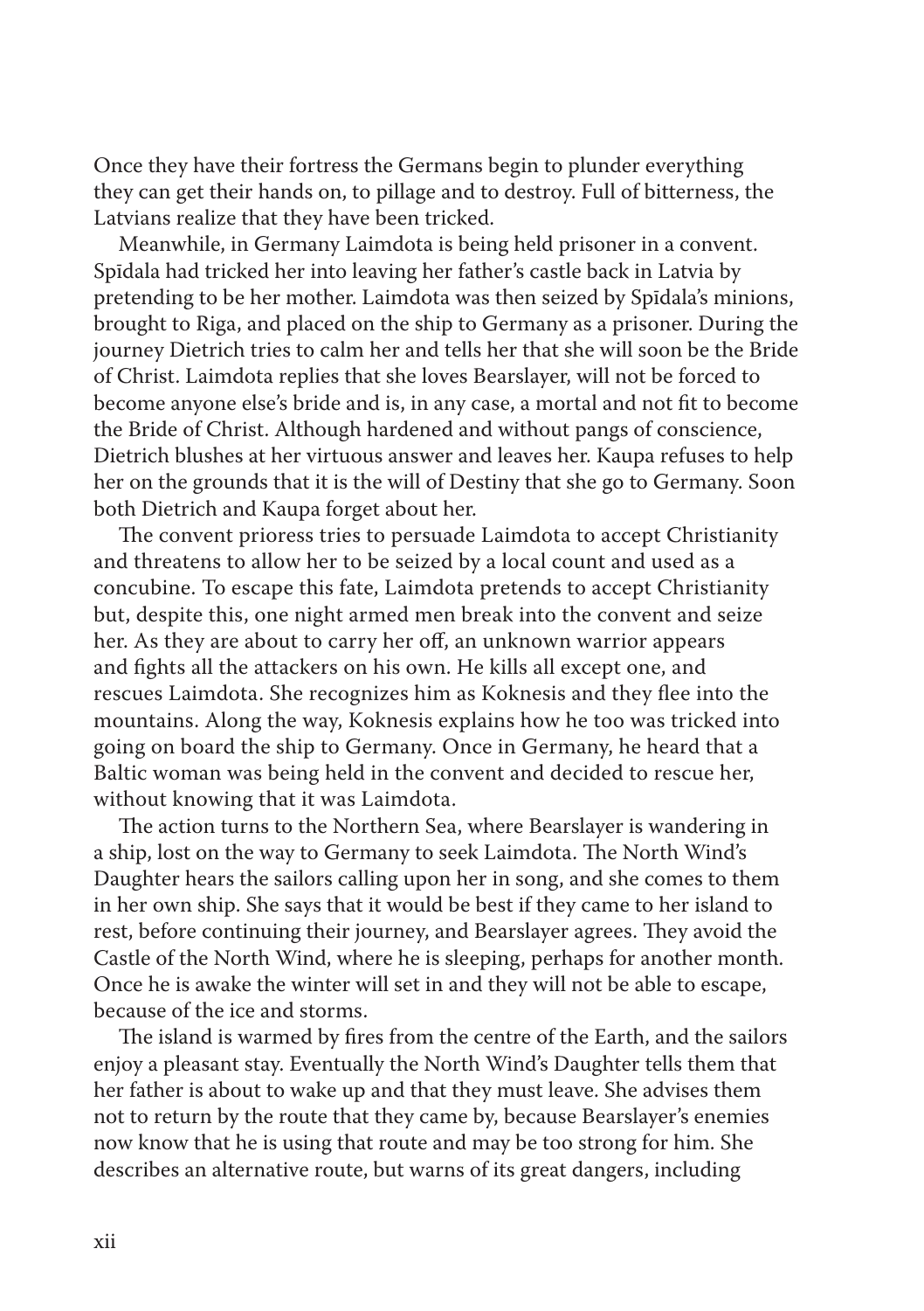Once they have their fortress the Germans begin to plunder everything they can get their hands on, to pillage and to destroy. Full of bitterness, the Latvians realize that they have been tricked.

Meanwhile, in Germany Laimdota is being held prisoner in a convent. Spīdala had tricked her into leaving her father's castle back in Latvia by pretending to be her mother. Laimdota was then seized by Spīdala's minions, brought to Riga, and placed on the ship to Germany as a prisoner. During the journey Dietrich tries to calm her and tells her that she will soon be the Bride of Christ. Laimdota replies that she loves Bearslayer, will not be forced to become anyone else's bride and is, in any case, a mortal and not fit to become the Bride of Christ. Although hardened and without pangs of conscience, Dietrich blushes at her virtuous answer and leaves her. Kaupa refuses to help her on the grounds that it is the will of Destiny that she go to Germany. Soon both Dietrich and Kaupa forget about her.

The convent prioress tries to persuade Laimdota to accept Christianity and threatens to allow her to be seized by a local count and used as a concubine. To escape this fate, Laimdota pretends to accept Christianity but, despite this, one night armed men break into the convent and seize her. As they are about to carry her off, an unknown warrior appears and fights all the attackers on his own. He kills all except one, and rescues Laimdota. She recognizes him as Koknesis and they flee into the mountains. Along the way, Koknesis explains how he too was tricked into going on board the ship to Germany. Once in Germany, he heard that a Baltic woman was being held in the convent and decided to rescue her, without knowing that it was Laimdota.

The action turns to the Northern Sea, where Bearslayer is wandering in a ship, lost on the way to Germany to seek Laimdota. The North Wind's Daughter hears the sailors calling upon her in song, and she comes to them in her own ship. She says that it would be best if they came to her island to rest, before continuing their journey, and Bearslayer agrees. They avoid the Castle of the North Wind, where he is sleeping, perhaps for another month. Once he is awake the winter will set in and they will not be able to escape, because of the ice and storms.

The island is warmed by fires from the centre of the Earth, and the sailors enjoy a pleasant stay. Eventually the North Wind's Daughter tells them that her father is about to wake up and that they must leave. She advises them not to return by the route that they came by, because Bearslayer's enemies now know that he is using that route and may be too strong for him. She describes an alternative route, but warns of its great dangers, including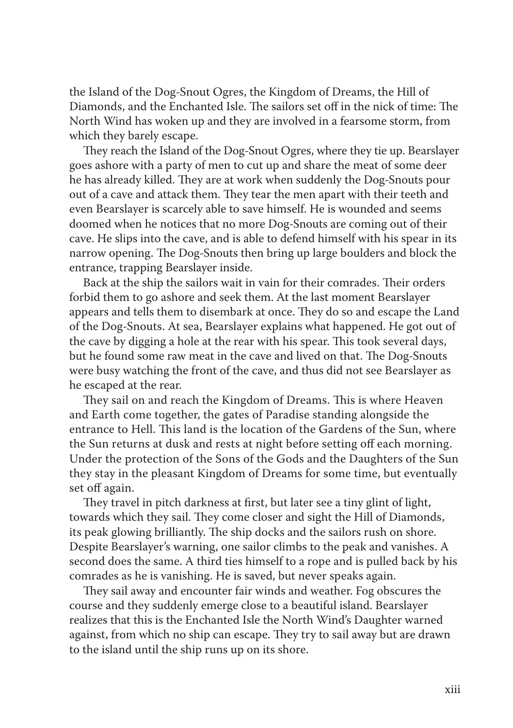the Island of the Dog-Snout Ogres, the Kingdom of Dreams, the Hill of Diamonds, and the Enchanted Isle. The sailors set off in the nick of time: The North Wind has woken up and they are involved in a fearsome storm, from which they barely escape.

They reach the Island of the Dog-Snout Ogres, where they tie up. Bearslayer goes ashore with a party of men to cut up and share the meat of some deer he has already killed. They are at work when suddenly the Dog-Snouts pour out of a cave and attack them. They tear the men apart with their teeth and even Bearslayer is scarcely able to save himself. He is wounded and seems doomed when he notices that no more Dog-Snouts are coming out of their cave. He slips into the cave, and is able to defend himself with his spear in its narrow opening. The Dog-Snouts then bring up large boulders and block the entrance, trapping Bearslayer inside.

Back at the ship the sailors wait in vain for their comrades. Their orders forbid them to go ashore and seek them. At the last moment Bearslayer appears and tells them to disembark at once. They do so and escape the Land of the Dog-Snouts. At sea, Bearslayer explains what happened. He got out of the cave by digging a hole at the rear with his spear. This took several days, but he found some raw meat in the cave and lived on that. The Dog-Snouts were busy watching the front of the cave, and thus did not see Bearslayer as he escaped at the rear.

They sail on and reach the Kingdom of Dreams. This is where Heaven and Earth come together, the gates of Paradise standing alongside the entrance to Hell. This land is the location of the Gardens of the Sun, where the Sun returns at dusk and rests at night before setting off each morning. Under the protection of the Sons of the Gods and the Daughters of the Sun they stay in the pleasant Kingdom of Dreams for some time, but eventually set off again.

They travel in pitch darkness at first, but later see a tiny glint of light, towards which they sail. They come closer and sight the Hill of Diamonds, its peak glowing brilliantly. The ship docks and the sailors rush on shore. Despite Bearslayer's warning, one sailor climbs to the peak and vanishes. A second does the same. A third ties himself to a rope and is pulled back by his comrades as he is vanishing. He is saved, but never speaks again.

They sail away and encounter fair winds and weather. Fog obscures the course and they suddenly emerge close to a beautiful island. Bearslayer realizes that this is the Enchanted Isle the North Wind's Daughter warned against, from which no ship can escape. They try to sail away but are drawn to the island until the ship runs up on its shore.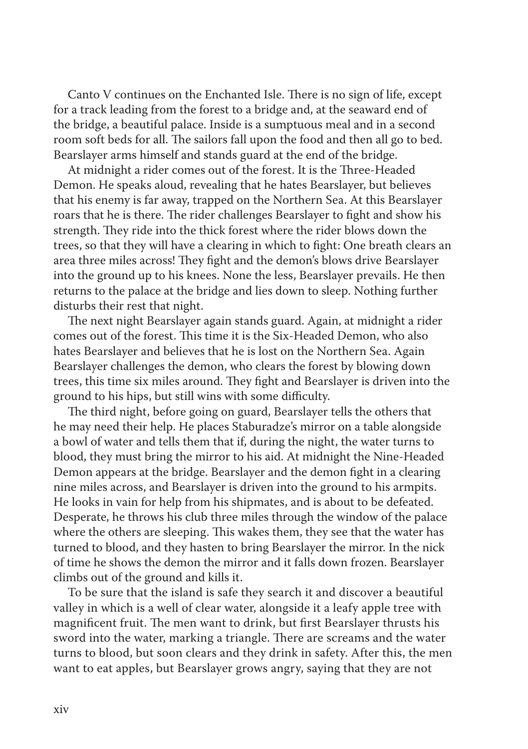Canto V continues on the Enchanted Isle. There is no sign of life, except for a track leading from the forest to a bridge and, at the seaward end of the bridge, a beautiful palace. Inside is a sumptuous meal and in a second room soft beds for all. The sailors fall upon the food and then all go to bed. Bearslayer arms himself and stands guard at the end of the bridge.

At midnight a rider comes out of the forest. It is the Three-Headed Demon. He speaks aloud, revealing that he hates Bearslayer, but believes that his enemy is far away, trapped on the Northern Sea. At this Bearslayer roars that he is there. The rider challenges Bearslayer to fight and show his strength. They ride into the thick forest where the rider blows down the trees, so that they will have a clearing in which to fight: One breath clears an area three miles across! They fight and the demon's blows drive Bearslayer into the ground up to his knees. None the less, Bearslayer prevails. He then returns to the palace at the bridge and lies down to sleep. Nothing further disturbs their rest that night.

The next night Bearslayer again stands guard. Again, at midnight a rider comes out of the forest. This time it is the Six-Headed Demon, who also hates Bearslayer and believes that he is lost on the Northern Sea. Again Bearslayer challenges the demon, who clears the forest by blowing down trees, this time six miles around. They fight and Bearslayer is driven into the ground to his hips, but still wins with some difficulty.

The third night, before going on guard, Bearslayer tells the others that he may need their help. He places Staburadze's mirror on a table alongside a bowl of water and tells them that if, during the night, the water turns to blood, they must bring the mirror to his aid. At midnight the Nine-Headed Demon appears at the bridge. Bearslayer and the demon fight in a clearing nine miles across, and Bearslayer is driven into the ground to his armpits. He looks in vain for help from his shipmates, and is about to be defeated. Desperate, he throws his club three miles through the window of the palace where the others are sleeping. This wakes them, they see that the water has turned to blood, and they hasten to bring Bearslayer the mirror. In the nick of time he shows the demon the mirror and it falls down frozen. Bearslayer climbs out of the ground and kills it.

To be sure that the island is safe they search it and discover a beautiful valley in which is a well of clear water, alongside it a leafy apple tree with magnificent fruit. The men want to drink, but first Bearslayer thrusts his sword into the water, marking a triangle. There are screams and the water turns to blood, but soon clears and they drink in safety. After this, the men want to eat apples, but Bearslayer grows angry, saying that they are not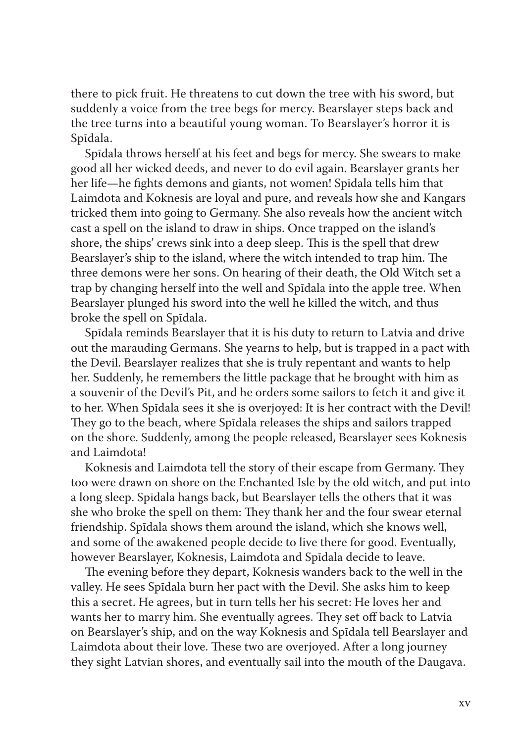there to pick fruit. He threatens to cut down the tree with his sword, but suddenly a voice from the tree begs for mercy. Bearslayer steps back and the tree turns into a beautiful young woman. To Bearslayer's horror it is Spīdala.

Spīdala throws herself at his feet and begs for mercy. She swears to make good all her wicked deeds, and never to do evil again. Bearslayer grants her her life—he fights demons and giants, not women! Spīdala tells him that Laimdota and Koknesis are loyal and pure, and reveals how she and Kangars tricked them into going to Germany. She also reveals how the ancient witch cast a spell on the island to draw in ships. Once trapped on the island's shore, the ships' crews sink into a deep sleep. This is the spell that drew Bearslayer's ship to the island, where the witch intended to trap him. The three demons were her sons. On hearing of their death, the Old Witch set a trap by changing herself into the well and Spīdala into the apple tree. When Bearslayer plunged his sword into the well he killed the witch, and thus broke the spell on Spīdala.

Spīdala reminds Bearslayer that it is his duty to return to Latvia and drive out the marauding Germans. She yearns to help, but is trapped in a pact with the Devil. Bearslayer realizes that she is truly repentant and wants to help her. Suddenly, he remembers the little package that he brought with him as a souvenir of the Devil's Pit, and he orders some sailors to fetch it and give it to her. When Spīdala sees it she is overjoyed: It is her contract with the Devil! They go to the beach, where Spīdala releases the ships and sailors trapped on the shore. Suddenly, among the people released, Bearslayer sees Koknesis and Laimdota!

Koknesis and Laimdota tell the story of their escape from Germany. They too were drawn on shore on the Enchanted Isle by the old witch, and put into a long sleep. Spīdala hangs back, but Bearslayer tells the others that it was she who broke the spell on them: They thank her and the four swear eternal friendship. Spīdala shows them around the island, which she knows well, and some of the awakened people decide to live there for good. Eventually, however Bearslayer, Koknesis, Laimdota and Spīdala decide to leave.

The evening before they depart, Koknesis wanders back to the well in the valley. He sees Spīdala burn her pact with the Devil. She asks him to keep this a secret. He agrees, but in turn tells her his secret: He loves her and wants her to marry him. She eventually agrees. They set off back to Latvia on Bearslayer's ship, and on the way Koknesis and Spīdala tell Bearslayer and Laimdota about their love. These two are overjoyed. After a long journey they sight Latvian shores, and eventually sail into the mouth of the Daugava.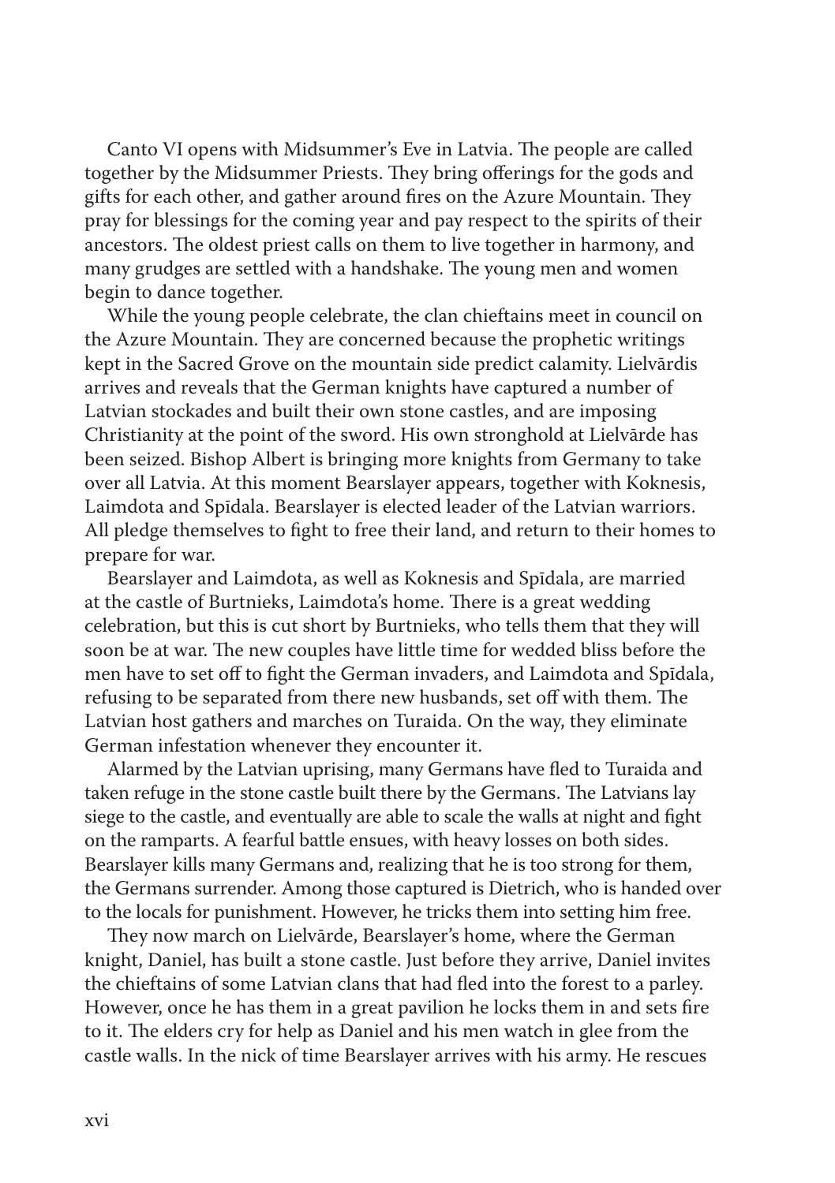Canto VI opens with Midsummer's Eve in Latvia. The people are called together by the Midsummer Priests. They bring offerings for the gods and gifts for each other, and gather around fires on the Azure Mountain. They pray for blessings for the coming year and pay respect to the spirits of their ancestors. The oldest priest calls on them to live together in harmony, and many grudges are settled with a handshake. The young men and women begin to dance together.

While the young people celebrate, the clan chieftains meet in council on the Azure Mountain. They are concerned because the prophetic writings kept in the Sacred Grove on the mountain side predict calamity. Lielvārdis arrives and reveals that the German knights have captured a number of Latvian stockades and built their own stone castles, and are imposing Christianity at the point of the sword. His own stronghold at Lielvārde has been seized. Bishop Albert is bringing more knights from Germany to take over all Latvia. At this moment Bearslayer appears, together with Koknesis, Laimdota and Spīdala. Bearslayer is elected leader of the Latvian warriors. All pledge themselves to fight to free their land, and return to their homes to prepare for war.

Bearslayer and Laimdota, as well as Koknesis and Spīdala, are married at the castle of Burtnieks, Laimdota's home. There is a great wedding celebration, but this is cut short by Burtnieks, who tells them that they will soon be at war. The new couples have little time for wedded bliss before the men have to set off to fight the German invaders, and Laimdota and Spīdala, refusing to be separated from there new husbands, set off with them. The Latvian host gathers and marches on Turaida. On the way, they eliminate German infestation whenever they encounter it.

Alarmed by the Latvian uprising, many Germans have fled to Turaida and taken refuge in the stone castle built there by the Germans. The Latvians lay siege to the castle, and eventually are able to scale the walls at night and fight on the ramparts. A fearful battle ensues, with heavy losses on both sides. Bearslayer kills many Germans and, realizing that he is too strong for them, the Germans surrender. Among those captured is Dietrich, who is handed over to the locals for punishment. However, he tricks them into setting him free.

They now march on Lielvārde, Bearslayer's home, where the German knight, Daniel, has built a stone castle. Just before they arrive, Daniel invites the chieftains of some Latvian clans that had fled into the forest to a parley. However, once he has them in a great pavilion he locks them in and sets fire to it. The elders cry for help as Daniel and his men watch in glee from the castle walls. In the nick of time Bearslayer arrives with his army. He rescues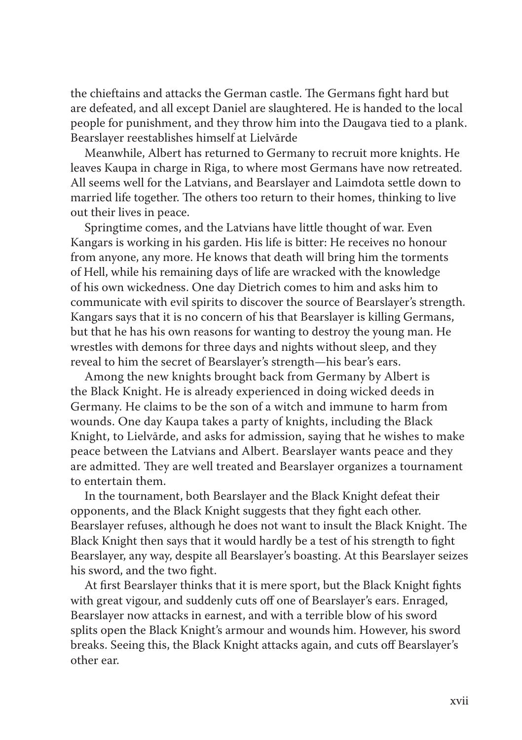the chieftains and attacks the German castle. The Germans fight hard but are defeated, and all except Daniel are slaughtered. He is handed to the local people for punishment, and they throw him into the Daugava tied to a plank. Bearslayer reestablishes himself at Lielvārde

Meanwhile, Albert has returned to Germany to recruit more knights. He leaves Kaupa in charge in Riga, to where most Germans have now retreated. All seems well for the Latvians, and Bearslayer and Laimdota settle down to married life together. The others too return to their homes, thinking to live out their lives in peace.

Springtime comes, and the Latvians have little thought of war. Even Kangars is working in his garden. His life is bitter: He receives no honour from anyone, any more. He knows that death will bring him the torments of Hell, while his remaining days of life are wracked with the knowledge of his own wickedness. One day Dietrich comes to him and asks him to communicate with evil spirits to discover the source of Bearslayer's strength. Kangars says that it is no concern of his that Bearslayer is killing Germans, but that he has his own reasons for wanting to destroy the young man. He wrestles with demons for three days and nights without sleep, and they reveal to him the secret of Bearslayer's strength—his bear's ears.

Among the new knights brought back from Germany by Albert is the Black Knight. He is already experienced in doing wicked deeds in Germany. He claims to be the son of a witch and immune to harm from wounds. One day Kaupa takes a party of knights, including the Black Knight, to Lielvārde, and asks for admission, saying that he wishes to make peace between the Latvians and Albert. Bearslayer wants peace and they are admitted. They are well treated and Bearslayer organizes a tournament to entertain them.

In the tournament, both Bearslayer and the Black Knight defeat their opponents, and the Black Knight suggests that they fight each other. Bearslayer refuses, although he does not want to insult the Black Knight. The Black Knight then says that it would hardly be a test of his strength to fight Bearslayer, any way, despite all Bearslayer's boasting. At this Bearslayer seizes his sword, and the two fight.

At first Bearslayer thinks that it is mere sport, but the Black Knight fights with great vigour, and suddenly cuts off one of Bearslayer's ears. Enraged, Bearslayer now attacks in earnest, and with a terrible blow of his sword splits open the Black Knight's armour and wounds him. However, his sword breaks. Seeing this, the Black Knight attacks again, and cuts off Bearslayer's other ear.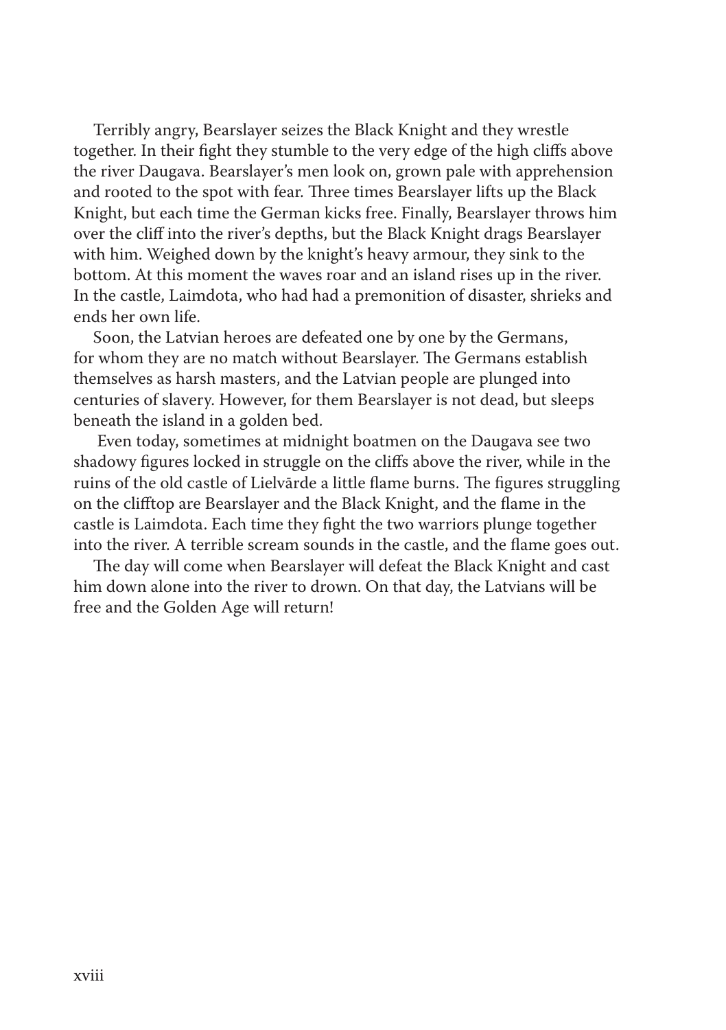Terribly angry, Bearslayer seizes the Black Knight and they wrestle together. In their fight they stumble to the very edge of the high cliffs above the river Daugava. Bearslayer's men look on, grown pale with apprehension and rooted to the spot with fear. Three times Bearslayer lifts up the Black Knight, but each time the German kicks free. Finally, Bearslayer throws him over the cliff into the river's depths, but the Black Knight drags Bearslayer with him. Weighed down by the knight's heavy armour, they sink to the bottom. At this moment the waves roar and an island rises up in the river. In the castle, Laimdota, who had had a premonition of disaster, shrieks and ends her own life.

Soon, the Latvian heroes are defeated one by one by the Germans, for whom they are no match without Bearslayer. The Germans establish themselves as harsh masters, and the Latvian people are plunged into centuries of slavery. However, for them Bearslayer is not dead, but sleeps beneath the island in a golden bed.

Even today, sometimes at midnight boatmen on the Daugava see two shadowy figures locked in struggle on the cliffs above the river, while in the ruins of the old castle of Lielvārde a little flame burns. The figures struggling on the clifftop are Bearslayer and the Black Knight, and the flame in the castle is Laimdota. Each time they fight the two warriors plunge together into the river. A terrible scream sounds in the castle, and the flame goes out.

The day will come when Bearslayer will defeat the Black Knight and cast him down alone into the river to drown. On that day, the Latvians will be free and the Golden Age will return!